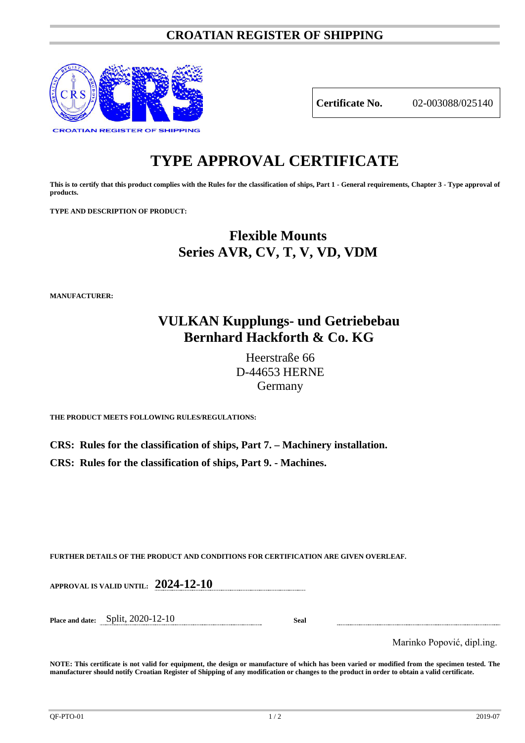# CROATIAN REGISTER OF SHIPPING

CROATIAN REGISTER OF SHIPPING

| **Certificate No.** | 02-003088/025140 |
|---|---|

# TYPE APPROVAL CERTIFICATE

**This is to certify that this product complies with the Rules for the classification of ships, Part 1 - General requirements, Chapter 3 - Type approval of products.**

**TYPE AND DESCRIPTION OF PRODUCT:**

## Flexible Mounts
## Series AVR, CV, T, V, VD, VDM

**MANUFACTURER:**

## VULKAN Kupplungs- und Getriebebau
## Bernhard Hackforth & Co. KG

Heerstraße 66
D-44653 HERNE
Germany

**THE PRODUCT MEETS FOLLOWING RULES/REGULATIONS:**

**CRS: Rules for the classification of ships, Part 7. – Machinery installation.**

**CRS: Rules for the classification of ships, Part 9. - Machines.**

**FURTHER DETAILS OF THE PRODUCT AND CONDITIONS FOR CERTIFICATION ARE GIVEN OVERLEAF.**

**APPROVAL IS VALID UNTIL:** **2024-12-10**

**Place and date:** Split, 2020-12-10 **Seal**

Marinko Popović, dipl.ing.

**NOTE: This certificate is not valid for equipment, the design or manufacture of which has been varied or modified from the specimen tested. The manufacturer should notify Croatian Register of Shipping of any modification or changes to the product in order to obtain a valid certificate.**

QF-PTO-01 2019-07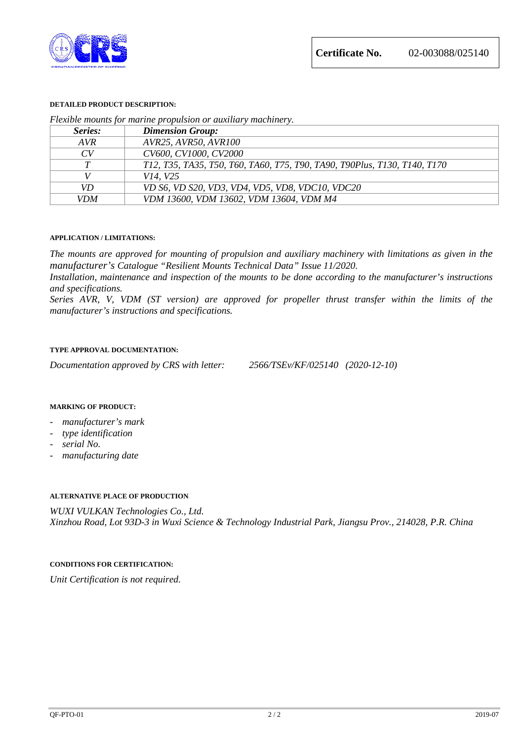**Certificate No.** 02-003088/025140

**DETAILED PRODUCT DESCRIPTION:**

*Flexible mounts for marine propulsion or auxiliary machinery.*

| ***Series:*** | ***Dimension Group:*** |
|---|---|
| *AVR* | *AVR25, AVR50, AVR100* |
| *CV* | *CV600, CV1000, CV2000* |
| *T* | *T12, T35, TA35, T50, T60, TA60, T75, T90, TA90, T90Plus, T130, T140, T170* |
| *V* | *V14, V25* |
| *VD* | *VD S6, VD S20, VD3, VD4, VD5, VD8, VDC10, VDC20* |
| *VDM* | *VDM 13600, VDM 13602, VDM 13604, VDM M4* |

**APPLICATION / LIMITATIONS:**

*The mounts are approved for mounting of propulsion and auxiliary machinery with limitations as given in the manufacturer's Catalogue "Resilient Mounts Technical Data" Issue 11/2020.*
*Installation, maintenance and inspection of the mounts to be done according to the manufacturer's instructions and specifications.*
*Series AVR, V, VDM (ST version) are approved for propeller thrust transfer within the limits of the manufacturer's instructions and specifications.*

**TYPE APPROVAL DOCUMENTATION:**

*Documentation approved by CRS with letter:* *2566/TSEv/KF/025140 (2020-12-10)*

**MARKING OF PRODUCT:**

- *manufacturer's mark*
- *type identification*
- *serial No.*
- *manufacturing date*

**ALTERNATIVE PLACE OF PRODUCTION**

*WUXI VULKAN Technologies Co., Ltd.*
*Xinzhou Road, Lot 93D-3 in Wuxi Science & Technology Industrial Park, Jiangsu Prov., 214028, P.R. China*

**CONDITIONS FOR CERTIFICATION:**

*Unit Certification is not required.*

QF-PTO-01 2019-07